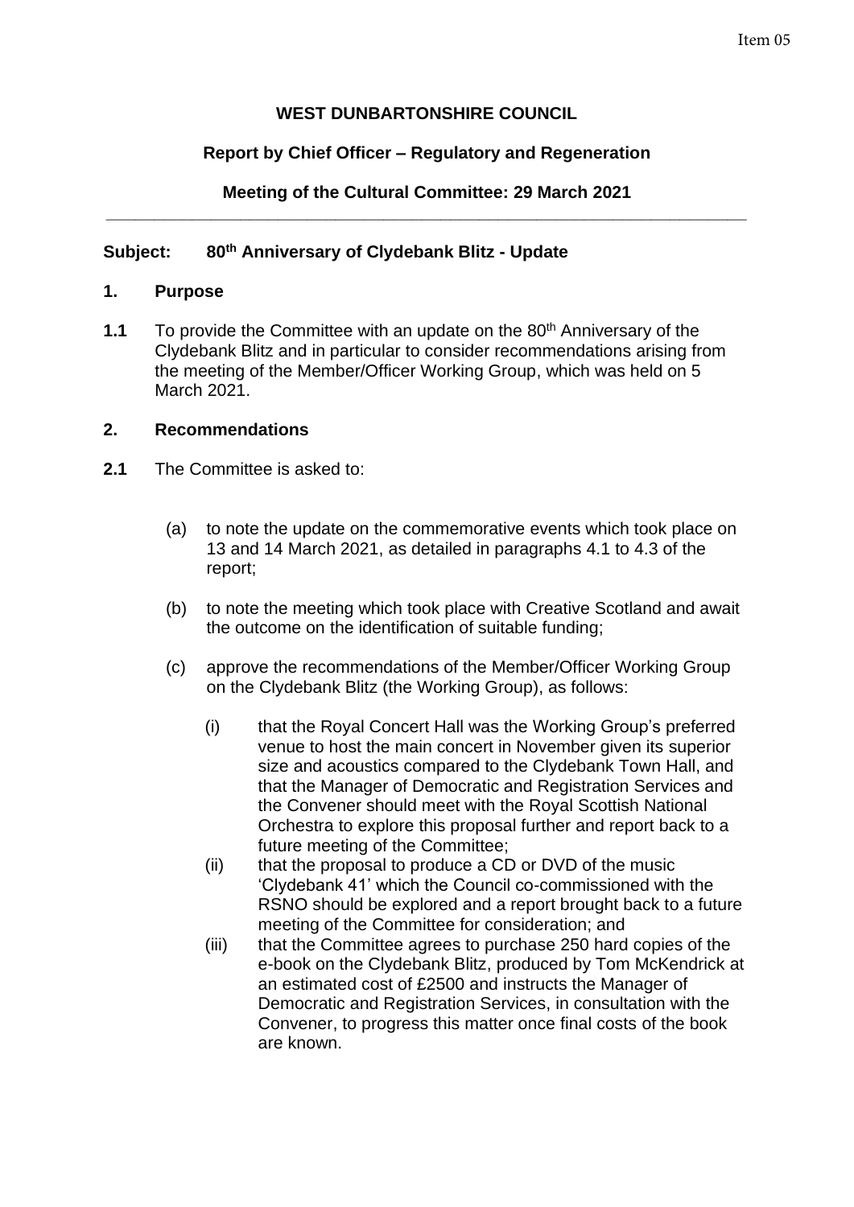Item 05

**WEST DUNBARTONSHIRE COUNCIL**

**Report by Chief Officer – Regulatory and Regeneration**

**Meeting of the Cultural Committee: 29 March 2021**

---

**Subject: 80th Anniversary of Clydebank Blitz - Update**

## 1. Purpose

**1.1** To provide the Committee with an update on the 80th Anniversary of the Clydebank Blitz and in particular to consider recommendations arising from the meeting of the Member/Officer Working Group, which was held on 5 March 2021.

## 2. Recommendations

**2.1** The Committee is asked to:

(a) to note the update on the commemorative events which took place on 13 and 14 March 2021, as detailed in paragraphs 4.1 to 4.3 of the report;

(b) to note the meeting which took place with Creative Scotland and await the outcome on the identification of suitable funding;

(c) approve the recommendations of the Member/Officer Working Group on the Clydebank Blitz (the Working Group), as follows:

(i) that the Royal Concert Hall was the Working Group's preferred venue to host the main concert in November given its superior size and acoustics compared to the Clydebank Town Hall, and that the Manager of Democratic and Registration Services and the Convener should meet with the Royal Scottish National Orchestra to explore this proposal further and report back to a future meeting of the Committee;

(ii) that the proposal to produce a CD or DVD of the music 'Clydebank 41' which the Council co-commissioned with the RSNO should be explored and a report brought back to a future meeting of the Committee for consideration; and

(iii) that the Committee agrees to purchase 250 hard copies of the e-book on the Clydebank Blitz, produced by Tom McKendrick at an estimated cost of £2500 and instructs the Manager of Democratic and Registration Services, in consultation with the Convener, to progress this matter once final costs of the book are known.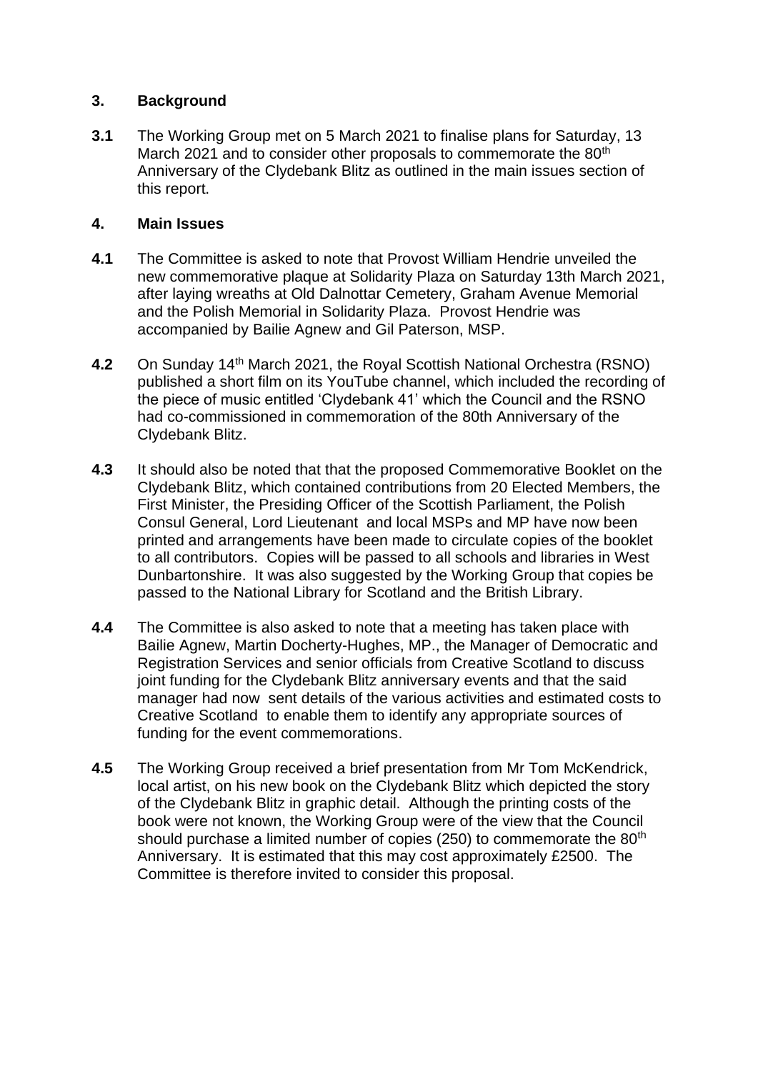## 3. Background

**3.1** The Working Group met on 5 March 2021 to finalise plans for Saturday, 13 March 2021 and to consider other proposals to commemorate the 80th Anniversary of the Clydebank Blitz as outlined in the main issues section of this report.

## 4. Main Issues

**4.1** The Committee is asked to note that Provost William Hendrie unveiled the new commemorative plaque at Solidarity Plaza on Saturday 13th March 2021, after laying wreaths at Old Dalnottar Cemetery, Graham Avenue Memorial and the Polish Memorial in Solidarity Plaza. Provost Hendrie was accompanied by Bailie Agnew and Gil Paterson, MSP.

**4.2** On Sunday 14th March 2021, the Royal Scottish National Orchestra (RSNO) published a short film on its YouTube channel, which included the recording of the piece of music entitled 'Clydebank 41' which the Council and the RSNO had co-commissioned in commemoration of the 80th Anniversary of the Clydebank Blitz.

**4.3** It should also be noted that that the proposed Commemorative Booklet on the Clydebank Blitz, which contained contributions from 20 Elected Members, the First Minister, the Presiding Officer of the Scottish Parliament, the Polish Consul General, Lord Lieutenant and local MSPs and MP have now been printed and arrangements have been made to circulate copies of the booklet to all contributors. Copies will be passed to all schools and libraries in West Dunbartonshire. It was also suggested by the Working Group that copies be passed to the National Library for Scotland and the British Library.

**4.4** The Committee is also asked to note that a meeting has taken place with Bailie Agnew, Martin Docherty-Hughes, MP., the Manager of Democratic and Registration Services and senior officials from Creative Scotland to discuss joint funding for the Clydebank Blitz anniversary events and that the said manager had now sent details of the various activities and estimated costs to Creative Scotland to enable them to identify any appropriate sources of funding for the event commemorations.

**4.5** The Working Group received a brief presentation from Mr Tom McKendrick, local artist, on his new book on the Clydebank Blitz which depicted the story of the Clydebank Blitz in graphic detail. Although the printing costs of the book were not known, the Working Group were of the view that the Council should purchase a limited number of copies (250) to commemorate the 80th Anniversary. It is estimated that this may cost approximately £2500. The Committee is therefore invited to consider this proposal.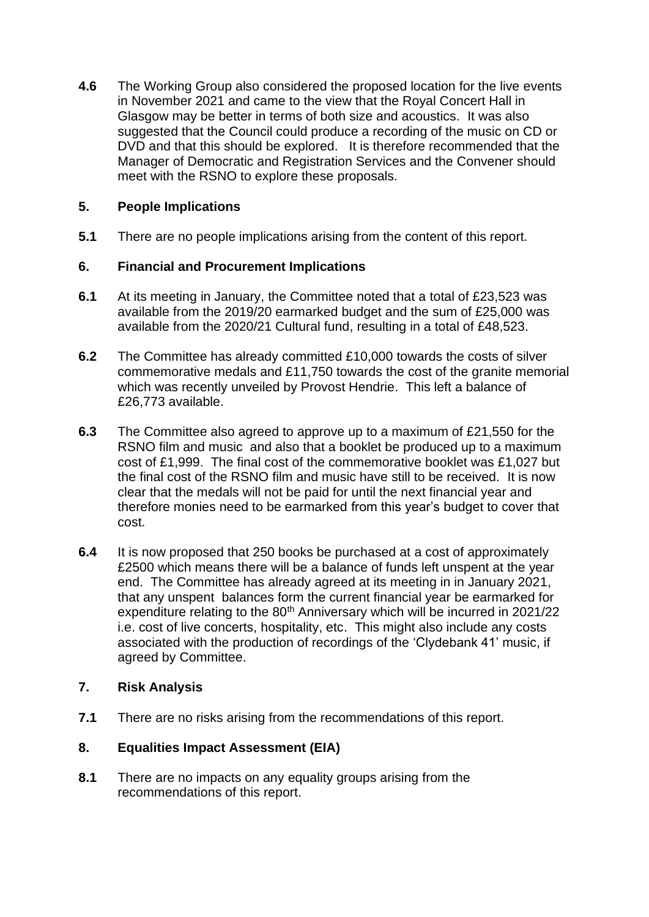**4.6** The Working Group also considered the proposed location for the live events in November 2021 and came to the view that the Royal Concert Hall in Glasgow may be better in terms of both size and acoustics. It was also suggested that the Council could produce a recording of the music on CD or DVD and that this should be explored. It is therefore recommended that the Manager of Democratic and Registration Services and the Convener should meet with the RSNO to explore these proposals.

## 5. People Implications

**5.1** There are no people implications arising from the content of this report.

## 6. Financial and Procurement Implications

**6.1** At its meeting in January, the Committee noted that a total of £23,523 was available from the 2019/20 earmarked budget and the sum of £25,000 was available from the 2020/21 Cultural fund, resulting in a total of £48,523.

**6.2** The Committee has already committed £10,000 towards the costs of silver commemorative medals and £11,750 towards the cost of the granite memorial which was recently unveiled by Provost Hendrie. This left a balance of £26,773 available.

**6.3** The Committee also agreed to approve up to a maximum of £21,550 for the RSNO film and music and also that a booklet be produced up to a maximum cost of £1,999. The final cost of the commemorative booklet was £1,027 but the final cost of the RSNO film and music have still to be received. It is now clear that the medals will not be paid for until the next financial year and therefore monies need to be earmarked from this year's budget to cover that cost.

**6.4** It is now proposed that 250 books be purchased at a cost of approximately £2500 which means there will be a balance of funds left unspent at the year end. The Committee has already agreed at its meeting in in January 2021, that any unspent balances form the current financial year be earmarked for expenditure relating to the 80th Anniversary which will be incurred in 2021/22 i.e. cost of live concerts, hospitality, etc. This might also include any costs associated with the production of recordings of the 'Clydebank 41' music, if agreed by Committee.

## 7. Risk Analysis

**7.1** There are no risks arising from the recommendations of this report.

## 8. Equalities Impact Assessment (EIA)

**8.1** There are no impacts on any equality groups arising from the recommendations of this report.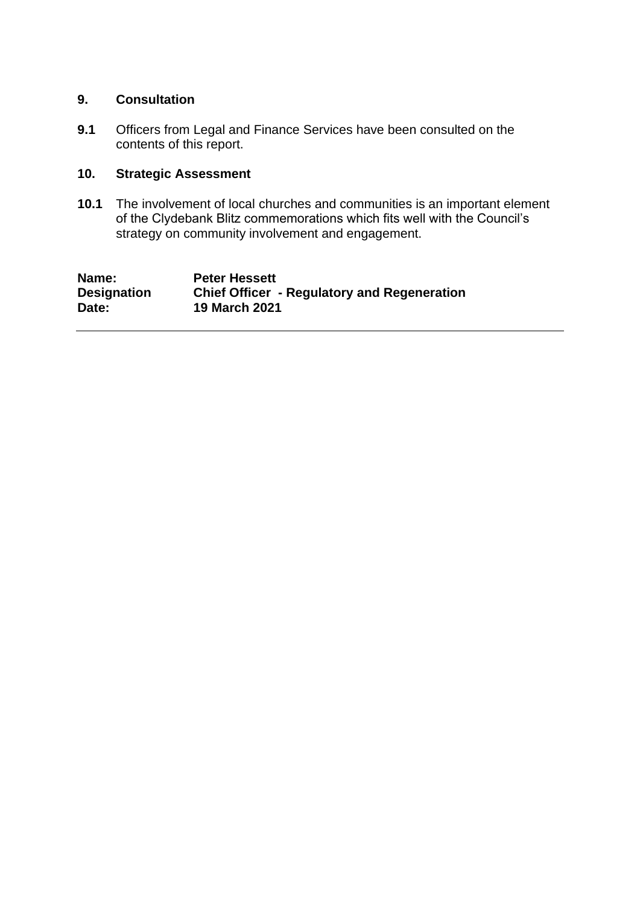## 9. Consultation

**9.1** Officers from Legal and Finance Services have been consulted on the contents of this report.

## 10. Strategic Assessment

**10.1** The involvement of local churches and communities is an important element of the Clydebank Blitz commemorations which fits well with the Council's strategy on community involvement and engagement.

| | |
|---|---|
| **Name:** | **Peter Hessett** |
| **Designation** | **Chief Officer - Regulatory and Regeneration** |
| **Date:** | **19 March 2021** |

---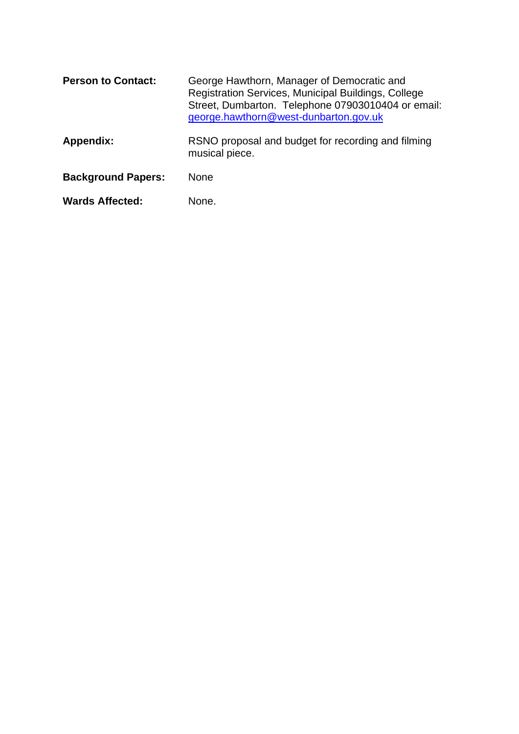**Person to Contact:** George Hawthorn, Manager of Democratic and Registration Services, Municipal Buildings, College Street, Dumbarton. Telephone 07903010404 or email: george.hawthorn@west-dunbarton.gov.uk

**Appendix:** RSNO proposal and budget for recording and filming musical piece.

**Background Papers:** None

**Wards Affected:** None.